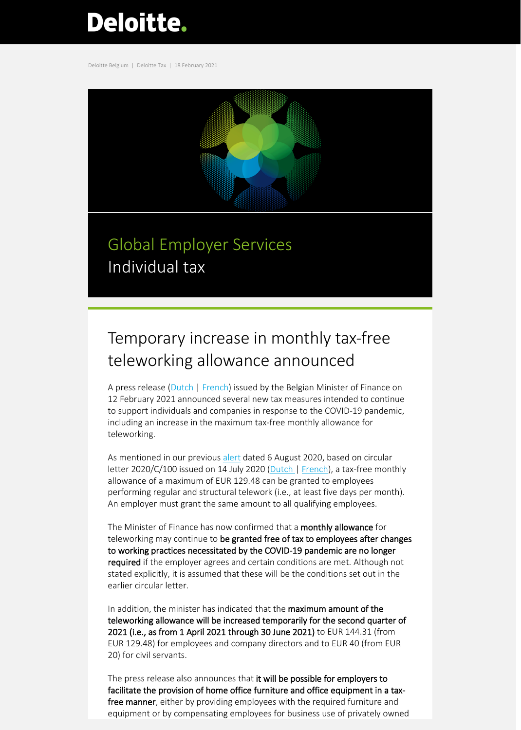Deloitte.

Deloitte Belgium | Deloitte Tax | 18 February 2021

Global Employer Services
Individual tax

# Temporary increase in monthly tax-free teleworking allowance announced

A press release (Dutch | French) issued by the Belgian Minister of Finance on 12 February 2021 announced several new tax measures intended to continue to support individuals and companies in response to the COVID-19 pandemic, including an increase in the maximum tax-free monthly allowance for teleworking.

As mentioned in our previous alert dated 6 August 2020, based on circular letter 2020/C/100 issued on 14 July 2020 (Dutch | French), a tax-free monthly allowance of a maximum of EUR 129.48 can be granted to employees performing regular and structural telework (i.e., at least five days per month). An employer must grant the same amount to all qualifying employees.

The Minister of Finance has now confirmed that a **monthly allowance** for teleworking may continue to **be granted free of tax to employees after changes to working practices necessitated by the COVID-19 pandemic are no longer required** if the employer agrees and certain conditions are met. Although not stated explicitly, it is assumed that these will be the conditions set out in the earlier circular letter.

In addition, the minister has indicated that the **maximum amount of the teleworking allowance will be increased temporarily for the second quarter of 2021 (i.e., as from 1 April 2021 through 30 June 2021)** to EUR 144.31 (from EUR 129.48) for employees and company directors and to EUR 40 (from EUR 20) for civil servants.

The press release also announces that **it will be possible for employers to facilitate the provision of home office furniture and office equipment in a tax-free manner**, either by providing employees with the required furniture and equipment or by compensating employees for business use of privately owned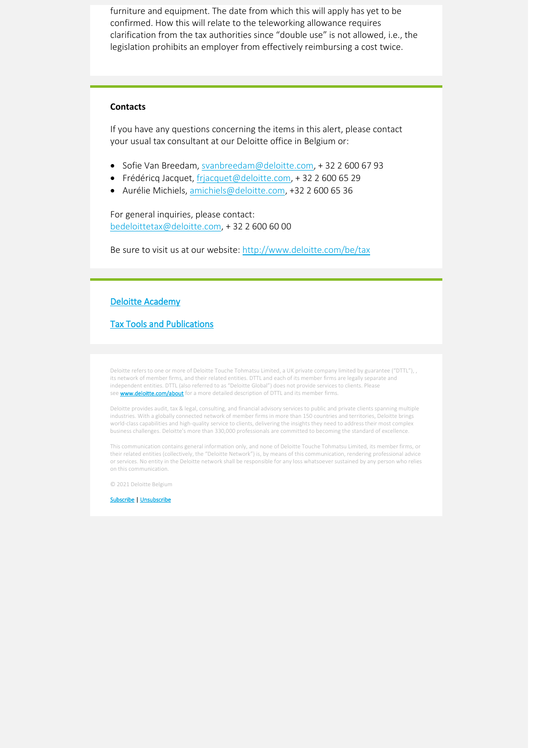furniture and equipment. The date from which this will apply has yet to be confirmed. How this will relate to the teleworking allowance requires clarification from the tax authorities since “double use” is not allowed, i.e., the legislation prohibits an employer from effectively reimbursing a cost twice.

**Contacts**

If you have any questions concerning the items in this alert, please contact your usual tax consultant at our Deloitte office in Belgium or:

- Sofie Van Breedam, svanbreedam@deloitte.com, + 32 2 600 67 93
- Frédéricq Jacquet, frjacquet@deloitte.com, + 32 2 600 65 29
- Aurélie Michiels, amichiels@deloitte.com, +32 2 600 65 36

For general inquiries, please contact:
bedeloittetax@deloitte.com, + 32 2 600 60 00

Be sure to visit us at our website: http://www.deloitte.com/be/tax

Deloitte Academy

Tax Tools and Publications

Deloitte refers to one or more of Deloitte Touche Tohmatsu Limited, a UK private company limited by guarantee (“DTTL”), , its network of member firms, and their related entities. DTTL and each of its member firms are legally separate and independent entities. DTTL (also referred to as “Deloitte Global”) does not provide services to clients. Please see **www.deloitte.com/about** for a more detailed description of DTTL and its member firms.

Deloitte provides audit, tax & legal, consulting, and financial advisory services to public and private clients spanning multiple industries. With a globally connected network of member firms in more than 150 countries and territories, Deloitte brings world-class capabilities and high-quality service to clients, delivering the insights they need to address their most complex business challenges. Deloitte's more than 330,000 professionals are committed to becoming the standard of excellence.

This communication contains general information only, and none of Deloitte Touche Tohmatsu Limited, its member firms, or their related entities (collectively, the “Deloitte Network”) is, by means of this communication, rendering professional advice or services. No entity in the Deloitte network shall be responsible for any loss whatsoever sustained by any person who relies on this communication.

© 2021 Deloitte Belgium

Subscribe | Unsubscribe